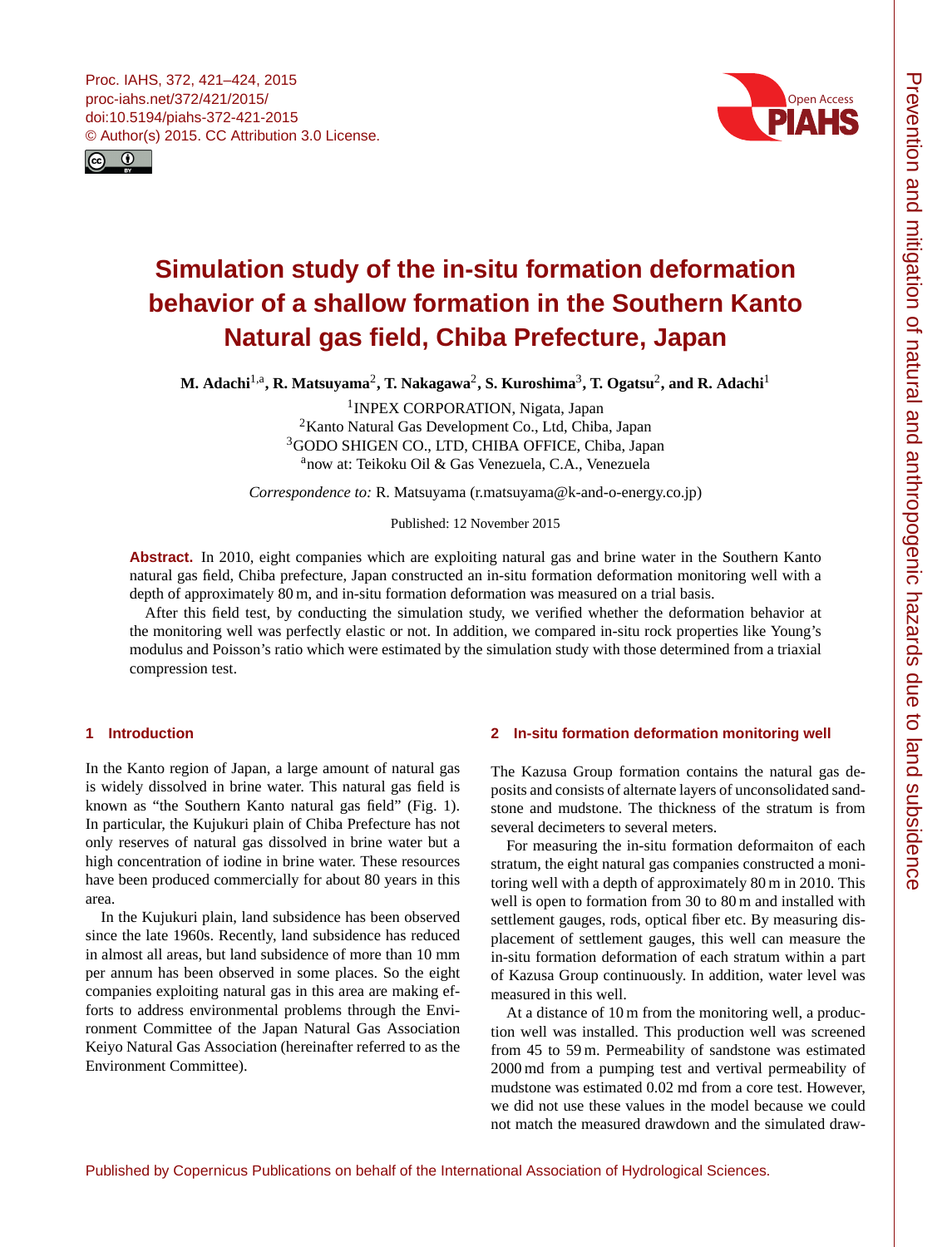# Simulation study of the in-situ formation deformation behavior of a shallow formation in the Southern Kanto Natural gas field, Chiba Prefecture, Japan

**M. Adachi[1,a], R. Matsuyama[2], T. Nakagawa[2], S. Kuroshima[3], T. Ogatsu[2], and R. Adachi[1]**

[1]INPEX CORPORATION, Nigata, Japan
[2]Kanto Natural Gas Development Co., Ltd, Chiba, Japan
[3]GODO SHIGEN CO., LTD, CHIBA OFFICE, Chiba, Japan
[a]now at: Teikoku Oil & Gas Venezuela, C.A., Venezuela

*Correspondence to:* R. Matsuyama (r.matsuyama@k-and-o-energy.co.jp)

Published: 12 November 2015

**Abstract.** In 2010, eight companies which are exploiting natural gas and brine water in the Southern Kanto natural gas field, Chiba prefecture, Japan constructed an in-situ formation deformation monitoring well with a depth of approximately 80 m, and in-situ formation deformation was measured on a trial basis.

After this field test, by conducting the simulation study, we verified whether the deformation behavior at the monitoring well was perfectly elastic or not. In addition, we compared in-situ rock properties like Young's modulus and Poisson's ratio which were estimated by the simulation study with those determined from a triaxial compression test.

## 1 Introduction

In the Kanto region of Japan, a large amount of natural gas is widely dissolved in brine water. This natural gas field is known as "the Southern Kanto natural gas field" (Fig. 1). In particular, the Kujukuri plain of Chiba Prefecture has not only reserves of natural gas dissolved in brine water but a high concentration of iodine in brine water. These resources have been produced commercially for about 80 years in this area.

In the Kujukuri plain, land subsidence has been observed since the late 1960s. Recently, land subsidence has reduced in almost all areas, but land subsidence of more than 10 mm per annum has been observed in some places. So the eight companies exploiting natural gas in this area are making efforts to address environmental problems through the Environment Committee of the Japan Natural Gas Association Keiyo Natural Gas Association (hereinafter referred to as the Environment Committee).

## 2 In-situ formation deformation monitoring well

The Kazusa Group formation contains the natural gas deposits and consists of alternate layers of unconsolidated sandstone and mudstone. The thickness of the stratum is from several decimeters to several meters.

For measuring the in-situ formation deformaiton of each stratum, the eight natural gas companies constructed a monitoring well with a depth of approximately 80 m in 2010. This well is open to formation from 30 to 80 m and installed with settlement gauges, rods, optical fiber etc. By measuring displacement of settlement gauges, this well can measure the in-situ formation deformation of each stratum within a part of Kazusa Group continuously. In addition, water level was measured in this well.

At a distance of 10 m from the monitoring well, a production well was installed. This production well was screened from 45 to 59 m. Permeability of sandstone was estimated 2000 md from a pumping test and vertival permeability of mudstone was estimated 0.02 md from a core test. However, we did not use these values in the model because we could not match the measured drawdown and the simulated draw-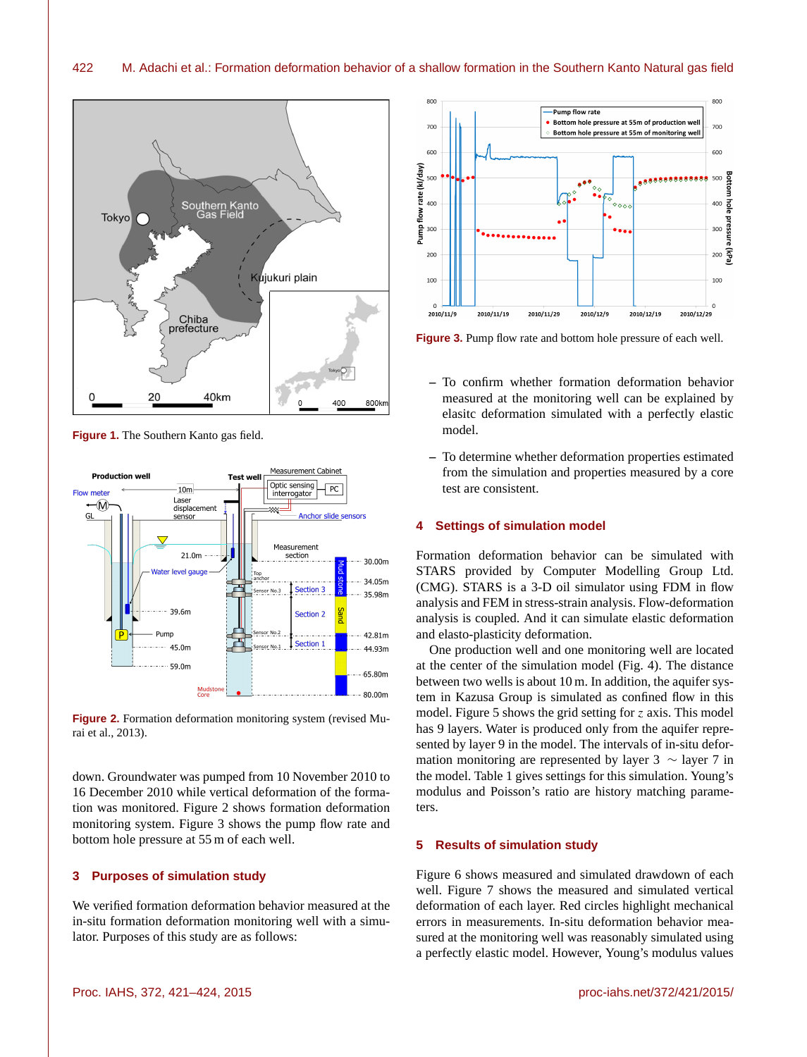Figure 1. The Southern Kanto gas field.

Figure 2. Formation deformation monitoring system (revised Murai et al., 2013).

down. Groundwater was pumped from 10 November 2010 to 16 December 2010 while vertical deformation of the formation was monitored. Figure 2 shows formation deformation monitoring system. Figure 3 shows the pump flow rate and bottom hole pressure at 55 m of each well.

## 3 Purposes of simulation study

We verified formation deformation behavior measured at the in-situ formation deformation monitoring well with a simulator. Purposes of this study are as follows:

Figure 3. Pump flow rate and bottom hole pressure of each well.

- To confirm whether formation deformation behavior measured at the monitoring well can be explained by elasitc deformation simulated with a perfectly elastic model.
- To determine whether deformation properties estimated from the simulation and properties measured by a core test are consistent.

## 4 Settings of simulation model

Formation deformation behavior can be simulated with STARS provided by Computer Modelling Group Ltd. (CMG). STARS is a 3-D oil simulator using FDM in flow analysis and FEM in stress-strain analysis. Flow-deformation analysis is coupled. And it can simulate elastic deformation and elasto-plasticity deformation.

One production well and one monitoring well are located at the center of the simulation model (Fig. 4). The distance between two wells is about 10 m. In addition, the aquifer system in Kazusa Group is simulated as confined flow in this model. Figure 5 shows the grid setting for $z$ axis. This model has 9 layers. Water is produced only from the aquifer represented by layer 9 in the model. The intervals of in-situ deformation monitoring are represented by layer 3 $\sim$ layer 7 in the model. Table 1 gives settings for this simulation. Young's modulus and Poisson's ratio are history matching parameters.

## 5 Results of simulation study

Figure 6 shows measured and simulated drawdown of each well. Figure 7 shows the measured and simulated vertical deformation of each layer. Red circles highlight mechanical errors in measurements. In-situ deformation behavior measured at the monitoring well was reasonably simulated using a perfectly elastic model. However, Young's modulus values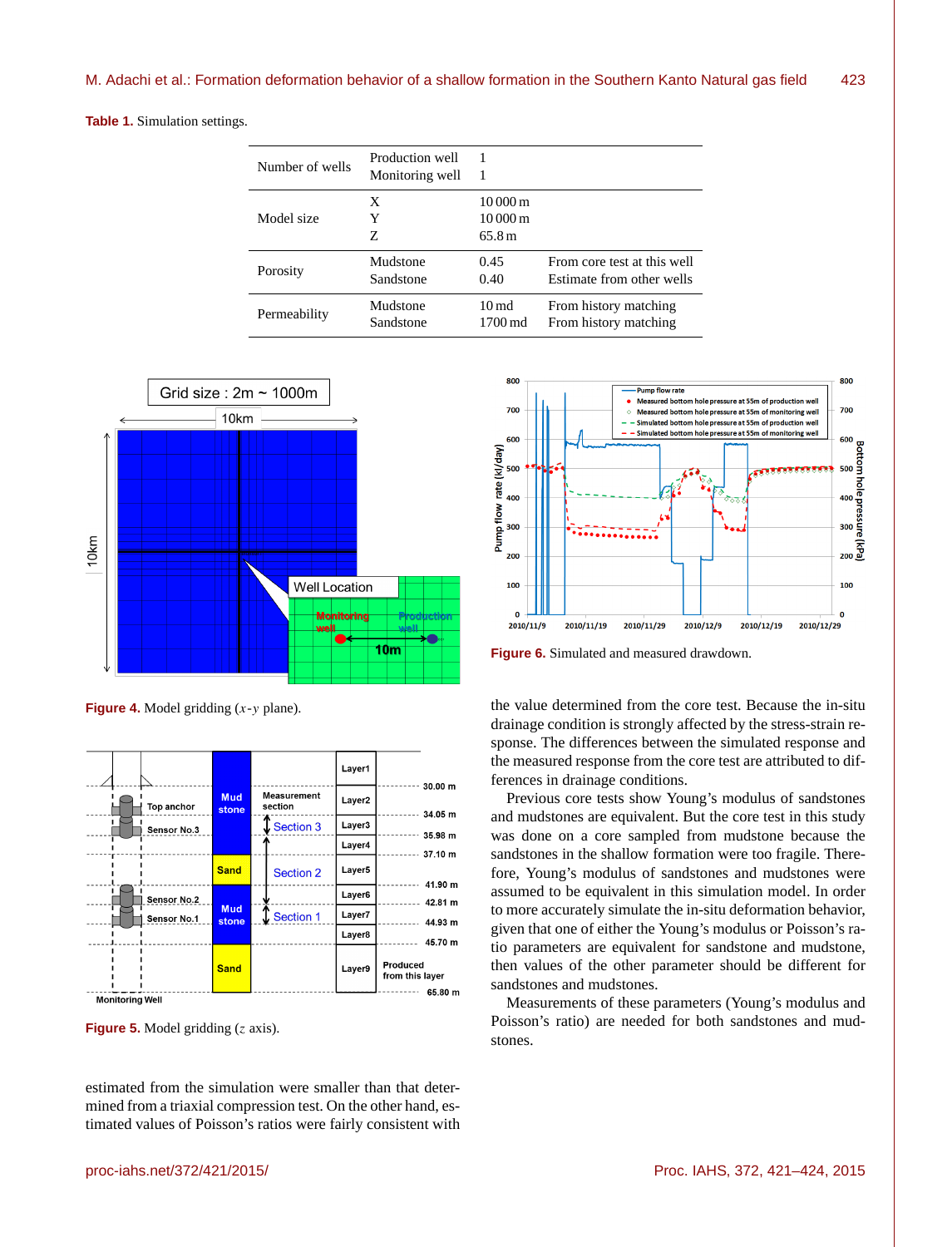**Table 1.** Simulation settings.

| | | | |
|---|---|---|---|
| Number of wells | Production well | 1 | |
| | Monitoring well | 1 | |
| Model size | X | 10 000 m | |
| | Y | 10 000 m | |
| | Z | 65.8 m | |
| Porosity | Mudstone | 0.45 | From core test at this well |
| | Sandstone | 0.40 | Estimate from other wells |
| Permeability | Mudstone | 10 md | From history matching |
| | Sandstone | 1700 md | From history matching |

**Figure 4.** Model gridding ($x$-$y$ plane).

**Figure 5.** Model gridding ($z$ axis).

estimated from the simulation were smaller than that determined from a triaxial compression test. On the other hand, estimated values of Poisson's ratios were fairly consistent with the value determined from the core test. Because the in-situ drainage condition is strongly affected by the stress-strain response. The differences between the simulated response and the measured response from the core test are attributed to differences in drainage conditions.

**Figure 6.** Simulated and measured drawdown.

Previous core tests show Young's modulus of sandstones and mudstones are equivalent. But the core test in this study was done on a core sampled from mudstone because the sandstones in the shallow formation were too fragile. Therefore, Young's modulus of sandstones and mudstones were assumed to be equivalent in this simulation model. In order to more accurately simulate the in-situ deformation behavior, given that one of either the Young's modulus or Poisson's ratio parameters are equivalent for sandstone and mudstone, then values of the other parameter should be different for sandstones and mudstones.

Measurements of these parameters (Young's modulus and Poisson's ratio) are needed for both sandstones and mudstones.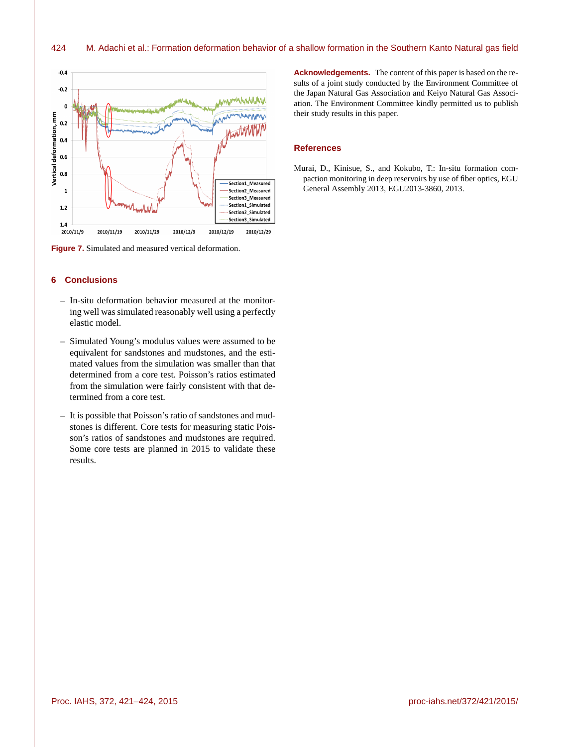Vertical deformation, mm

-0.4
-0.2
0
0.2
0.4
0.6
0.8
1
1.2
1.4

2010/11/9
2010/11/19
2010/11/29
2010/12/9
2010/12/19
2010/12/29

Section1_Measured
Section2_Measured
Section3_Measured
Section1_Simulated
Section2_Simulated
Section3_Simulated

**Figure 7.** Simulated and measured vertical deformation.

## 6 Conclusions

- In-situ deformation behavior measured at the monitoring well was simulated reasonably well using a perfectly elastic model.
- Simulated Young's modulus values were assumed to be equivalent for sandstones and mudstones, and the estimated values from the simulation was smaller than that determined from a core test. Poisson's ratios estimated from the simulation were fairly consistent with that determined from a core test.
- It is possible that Poisson's ratio of sandstones and mudstones is different. Core tests for measuring static Poisson's ratios of sandstones and mudstones are required. Some core tests are planned in 2015 to validate these results.

**Acknowledgements.** The content of this paper is based on the results of a joint study conducted by the Environment Committee of the Japan Natural Gas Association and Keiyo Natural Gas Association. The Environment Committee kindly permitted us to publish their study results in this paper.

## References

Murai, D., Kinisue, S., and Kokubo, T.: In-situ formation compaction monitoring in deep reservoirs by use of fiber optics, EGU General Assembly 2013, EGU2013-3860, 2013.